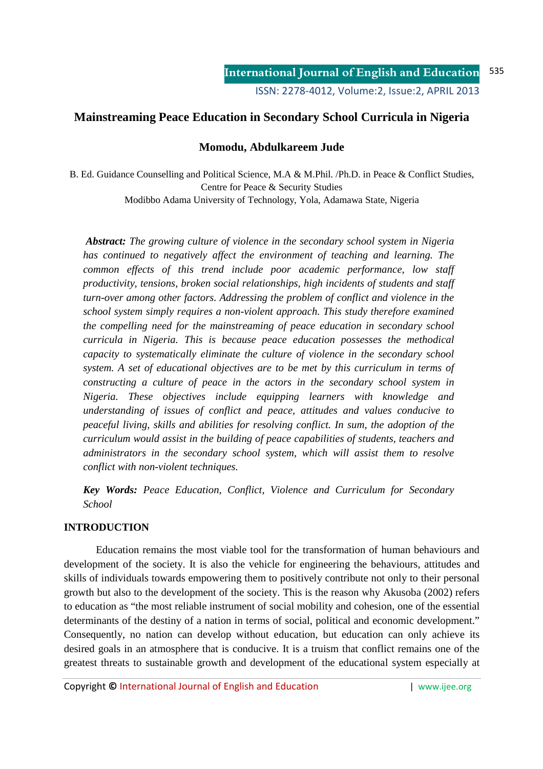# Mainstreaming Peace Education in Secondary School Curricula in Nigeria

**Momodu, Abdulkareem Jude**

B. Ed. Guidance Counselling and Political Science, M.A & M.Phil. /Ph.D. in Peace & Conflict Studies, Centre for Peace & Security Studies
Modibbo Adama University of Technology, Yola, Adamawa State, Nigeria

***Abstract:*** *The growing culture of violence in the secondary school system in Nigeria has continued to negatively affect the environment of teaching and learning. The common effects of this trend include poor academic performance, low staff productivity, tensions, broken social relationships, high incidents of students and staff turn-over among other factors. Addressing the problem of conflict and violence in the school system simply requires a non-violent approach. This study therefore examined the compelling need for the mainstreaming of peace education in secondary school curricula in Nigeria. This is because peace education possesses the methodical capacity to systematically eliminate the culture of violence in the secondary school system. A set of educational objectives are to be met by this curriculum in terms of constructing a culture of peace in the actors in the secondary school system in Nigeria. These objectives include equipping learners with knowledge and understanding of issues of conflict and peace, attitudes and values conducive to peaceful living, skills and abilities for resolving conflict. In sum, the adoption of the curriculum would assist in the building of peace capabilities of students, teachers and administrators in the secondary school system, which will assist them to resolve conflict with non-violent techniques.*

***Key Words:*** *Peace Education, Conflict, Violence and Curriculum for Secondary School*

## INTRODUCTION

Education remains the most viable tool for the transformation of human behaviours and development of the society. It is also the vehicle for engineering the behaviours, attitudes and skills of individuals towards empowering them to positively contribute not only to their personal growth but also to the development of the society. This is the reason why Akusoba (2002) refers to education as "the most reliable instrument of social mobility and cohesion, one of the essential determinants of the destiny of a nation in terms of social, political and economic development." Consequently, no nation can develop without education, but education can only achieve its desired goals in an atmosphere that is conducive. It is a truism that conflict remains one of the greatest threats to sustainable growth and development of the educational system especially at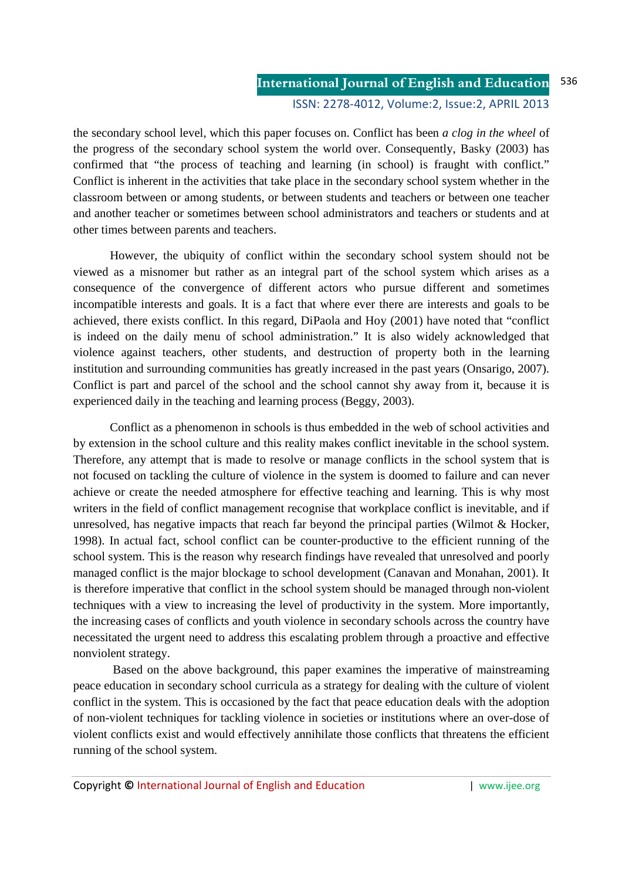the secondary school level, which this paper focuses on. Conflict has been *a clog in the wheel* of the progress of the secondary school system the world over. Consequently, Basky (2003) has confirmed that "the process of teaching and learning (in school) is fraught with conflict." Conflict is inherent in the activities that take place in the secondary school system whether in the classroom between or among students, or between students and teachers or between one teacher and another teacher or sometimes between school administrators and teachers or students and at other times between parents and teachers.

However, the ubiquity of conflict within the secondary school system should not be viewed as a misnomer but rather as an integral part of the school system which arises as a consequence of the convergence of different actors who pursue different and sometimes incompatible interests and goals. It is a fact that where ever there are interests and goals to be achieved, there exists conflict. In this regard, DiPaola and Hoy (2001) have noted that "conflict is indeed on the daily menu of school administration." It is also widely acknowledged that violence against teachers, other students, and destruction of property both in the learning institution and surrounding communities has greatly increased in the past years (Onsarigo, 2007). Conflict is part and parcel of the school and the school cannot shy away from it, because it is experienced daily in the teaching and learning process (Beggy, 2003).

Conflict as a phenomenon in schools is thus embedded in the web of school activities and by extension in the school culture and this reality makes conflict inevitable in the school system. Therefore, any attempt that is made to resolve or manage conflicts in the school system that is not focused on tackling the culture of violence in the system is doomed to failure and can never achieve or create the needed atmosphere for effective teaching and learning. This is why most writers in the field of conflict management recognise that workplace conflict is inevitable, and if unresolved, has negative impacts that reach far beyond the principal parties (Wilmot & Hocker, 1998). In actual fact, school conflict can be counter-productive to the efficient running of the school system. This is the reason why research findings have revealed that unresolved and poorly managed conflict is the major blockage to school development (Canavan and Monahan, 2001). It is therefore imperative that conflict in the school system should be managed through non-violent techniques with a view to increasing the level of productivity in the system. More importantly, the increasing cases of conflicts and youth violence in secondary schools across the country have necessitated the urgent need to address this escalating problem through a proactive and effective nonviolent strategy.

Based on the above background, this paper examines the imperative of mainstreaming peace education in secondary school curricula as a strategy for dealing with the culture of violent conflict in the system. This is occasioned by the fact that peace education deals with the adoption of non-violent techniques for tackling violence in societies or institutions where an over-dose of violent conflicts exist and would effectively annihilate those conflicts that threatens the efficient running of the school system.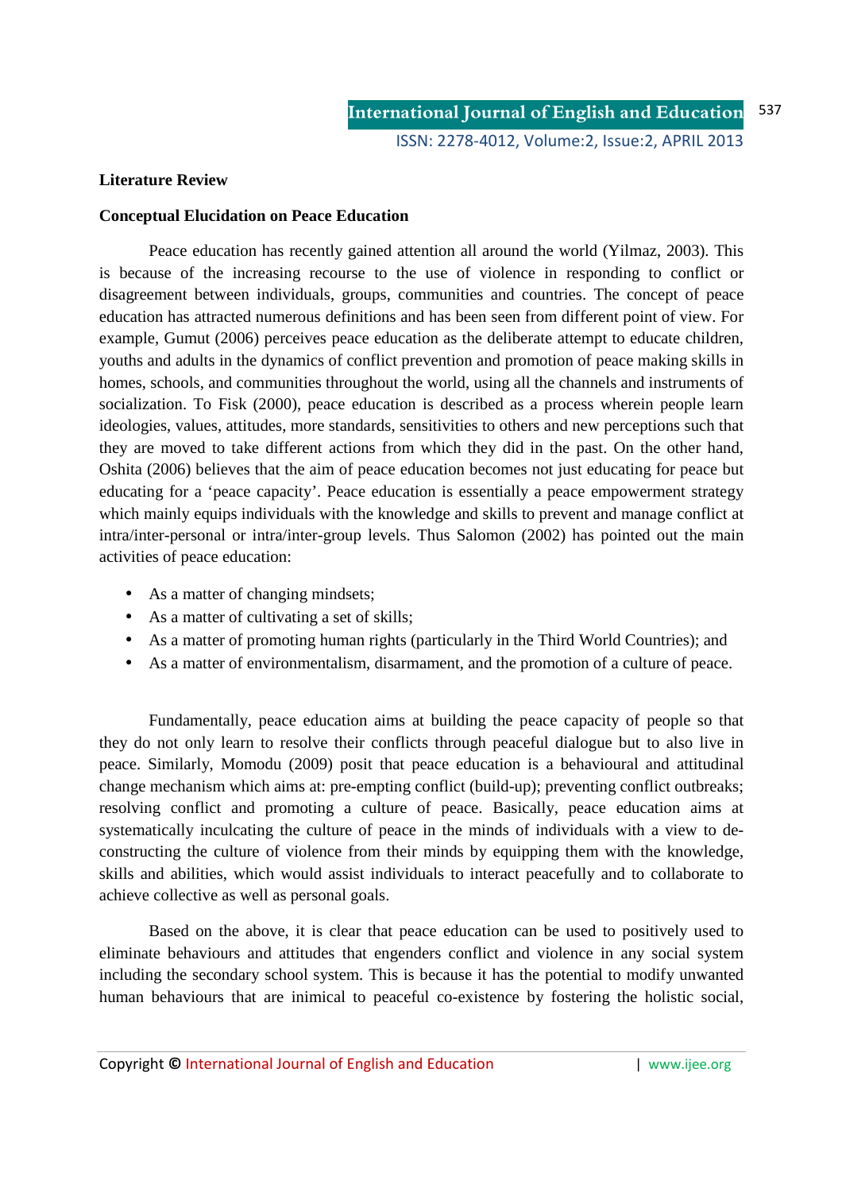**Literature Review**

**Conceptual Elucidation on Peace Education**

Peace education has recently gained attention all around the world (Yilmaz, 2003). This is because of the increasing recourse to the use of violence in responding to conflict or disagreement between individuals, groups, communities and countries. The concept of peace education has attracted numerous definitions and has been seen from different point of view. For example, Gumut (2006) perceives peace education as the deliberate attempt to educate children, youths and adults in the dynamics of conflict prevention and promotion of peace making skills in homes, schools, and communities throughout the world, using all the channels and instruments of socialization. To Fisk (2000), peace education is described as a process wherein people learn ideologies, values, attitudes, more standards, sensitivities to others and new perceptions such that they are moved to take different actions from which they did in the past. On the other hand, Oshita (2006) believes that the aim of peace education becomes not just educating for peace but educating for a 'peace capacity'. Peace education is essentially a peace empowerment strategy which mainly equips individuals with the knowledge and skills to prevent and manage conflict at intra/inter-personal or intra/inter-group levels. Thus Salomon (2002) has pointed out the main activities of peace education:

- As a matter of changing mindsets;
- As a matter of cultivating a set of skills;
- As a matter of promoting human rights (particularly in the Third World Countries); and
- As a matter of environmentalism, disarmament, and the promotion of a culture of peace.

Fundamentally, peace education aims at building the peace capacity of people so that they do not only learn to resolve their conflicts through peaceful dialogue but to also live in peace. Similarly, Momodu (2009) posit that peace education is a behavioural and attitudinal change mechanism which aims at: pre-empting conflict (build-up); preventing conflict outbreaks; resolving conflict and promoting a culture of peace. Basically, peace education aims at systematically inculcating the culture of peace in the minds of individuals with a view to de-constructing the culture of violence from their minds by equipping them with the knowledge, skills and abilities, which would assist individuals to interact peacefully and to collaborate to achieve collective as well as personal goals.

Based on the above, it is clear that peace education can be used to positively used to eliminate behaviours and attitudes that engenders conflict and violence in any social system including the secondary school system. This is because it has the potential to modify unwanted human behaviours that are inimical to peaceful co-existence by fostering the holistic social,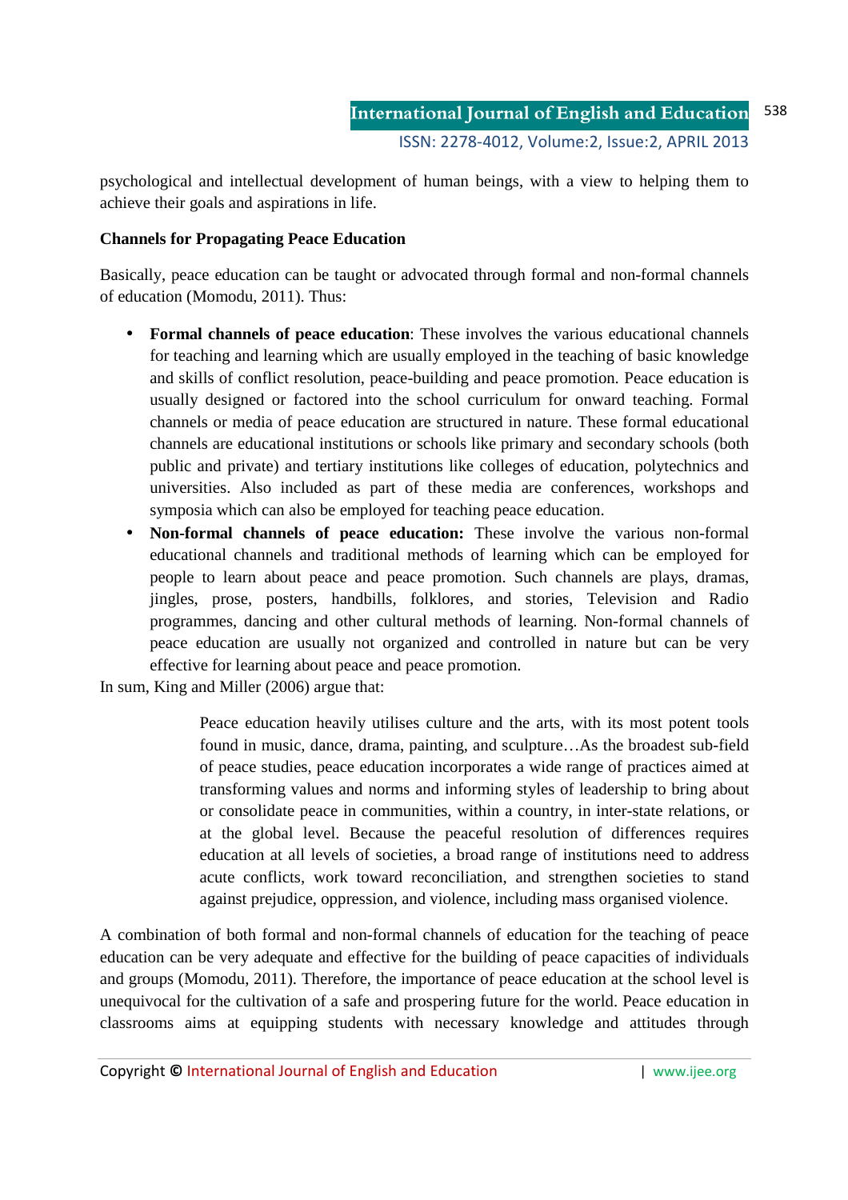psychological and intellectual development of human beings, with a view to helping them to achieve their goals and aspirations in life.

**Channels for Propagating Peace Education**

Basically, peace education can be taught or advocated through formal and non-formal channels of education (Momodu, 2011). Thus:

- **Formal channels of peace education**: These involves the various educational channels for teaching and learning which are usually employed in the teaching of basic knowledge and skills of conflict resolution, peace-building and peace promotion. Peace education is usually designed or factored into the school curriculum for onward teaching. Formal channels or media of peace education are structured in nature. These formal educational channels are educational institutions or schools like primary and secondary schools (both public and private) and tertiary institutions like colleges of education, polytechnics and universities. Also included as part of these media are conferences, workshops and symposia which can also be employed for teaching peace education.
- **Non-formal channels of peace education:** These involve the various non-formal educational channels and traditional methods of learning which can be employed for people to learn about peace and peace promotion. Such channels are plays, dramas, jingles, prose, posters, handbills, folklores, and stories, Television and Radio programmes, dancing and other cultural methods of learning. Non-formal channels of peace education are usually not organized and controlled in nature but can be very effective for learning about peace and peace promotion.

In sum, King and Miller (2006) argue that:

> Peace education heavily utilises culture and the arts, with its most potent tools found in music, dance, drama, painting, and sculpture…As the broadest sub-field of peace studies, peace education incorporates a wide range of practices aimed at transforming values and norms and informing styles of leadership to bring about or consolidate peace in communities, within a country, in inter-state relations, or at the global level. Because the peaceful resolution of differences requires education at all levels of societies, a broad range of institutions need to address acute conflicts, work toward reconciliation, and strengthen societies to stand against prejudice, oppression, and violence, including mass organised violence.

A combination of both formal and non-formal channels of education for the teaching of peace education can be very adequate and effective for the building of peace capacities of individuals and groups (Momodu, 2011). Therefore, the importance of peace education at the school level is unequivocal for the cultivation of a safe and prospering future for the world. Peace education in classrooms aims at equipping students with necessary knowledge and attitudes through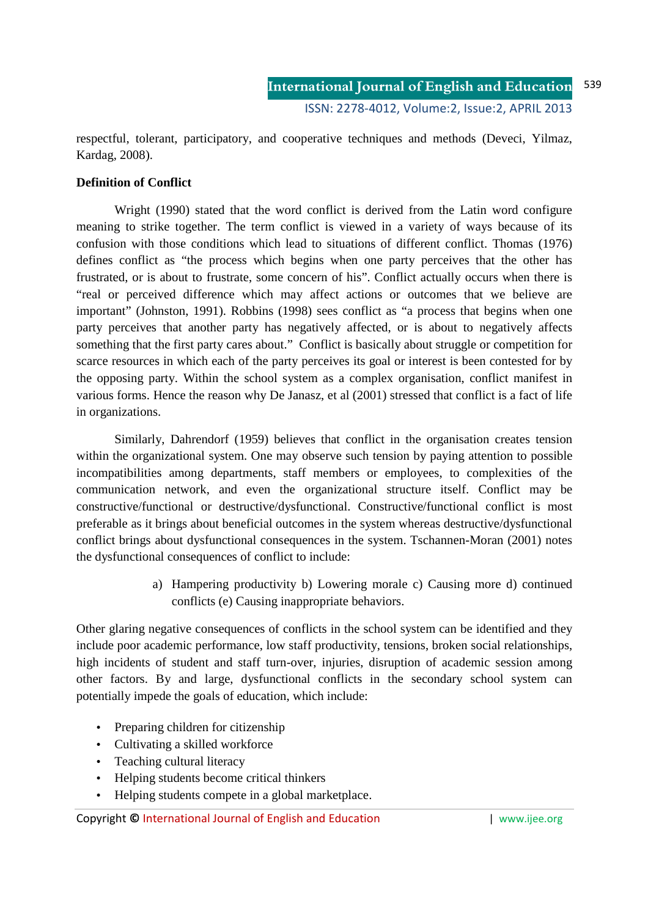respectful, tolerant, participatory, and cooperative techniques and methods (Deveci, Yilmaz, Kardag, 2008).

**Definition of Conflict**

Wright (1990) stated that the word conflict is derived from the Latin word configure meaning to strike together. The term conflict is viewed in a variety of ways because of its confusion with those conditions which lead to situations of different conflict. Thomas (1976) defines conflict as "the process which begins when one party perceives that the other has frustrated, or is about to frustrate, some concern of his". Conflict actually occurs when there is "real or perceived difference which may affect actions or outcomes that we believe are important" (Johnston, 1991). Robbins (1998) sees conflict as "a process that begins when one party perceives that another party has negatively affected, or is about to negatively affects something that the first party cares about." Conflict is basically about struggle or competition for scarce resources in which each of the party perceives its goal or interest is been contested for by the opposing party. Within the school system as a complex organisation, conflict manifest in various forms. Hence the reason why De Janasz, et al (2001) stressed that conflict is a fact of life in organizations.

Similarly, Dahrendorf (1959) believes that conflict in the organisation creates tension within the organizational system. One may observe such tension by paying attention to possible incompatibilities among departments, staff members or employees, to complexities of the communication network, and even the organizational structure itself. Conflict may be constructive/functional or destructive/dysfunctional. Constructive/functional conflict is most preferable as it brings about beneficial outcomes in the system whereas destructive/dysfunctional conflict brings about dysfunctional consequences in the system. Tschannen-Moran (2001) notes the dysfunctional consequences of conflict to include:

a) Hampering productivity b) Lowering morale c) Causing more d) continued conflicts (e) Causing inappropriate behaviors.

Other glaring negative consequences of conflicts in the school system can be identified and they include poor academic performance, low staff productivity, tensions, broken social relationships, high incidents of student and staff turn-over, injuries, disruption of academic session among other factors. By and large, dysfunctional conflicts in the secondary school system can potentially impede the goals of education, which include:

- Preparing children for citizenship
- Cultivating a skilled workforce
- Teaching cultural literacy
- Helping students become critical thinkers
- Helping students compete in a global marketplace.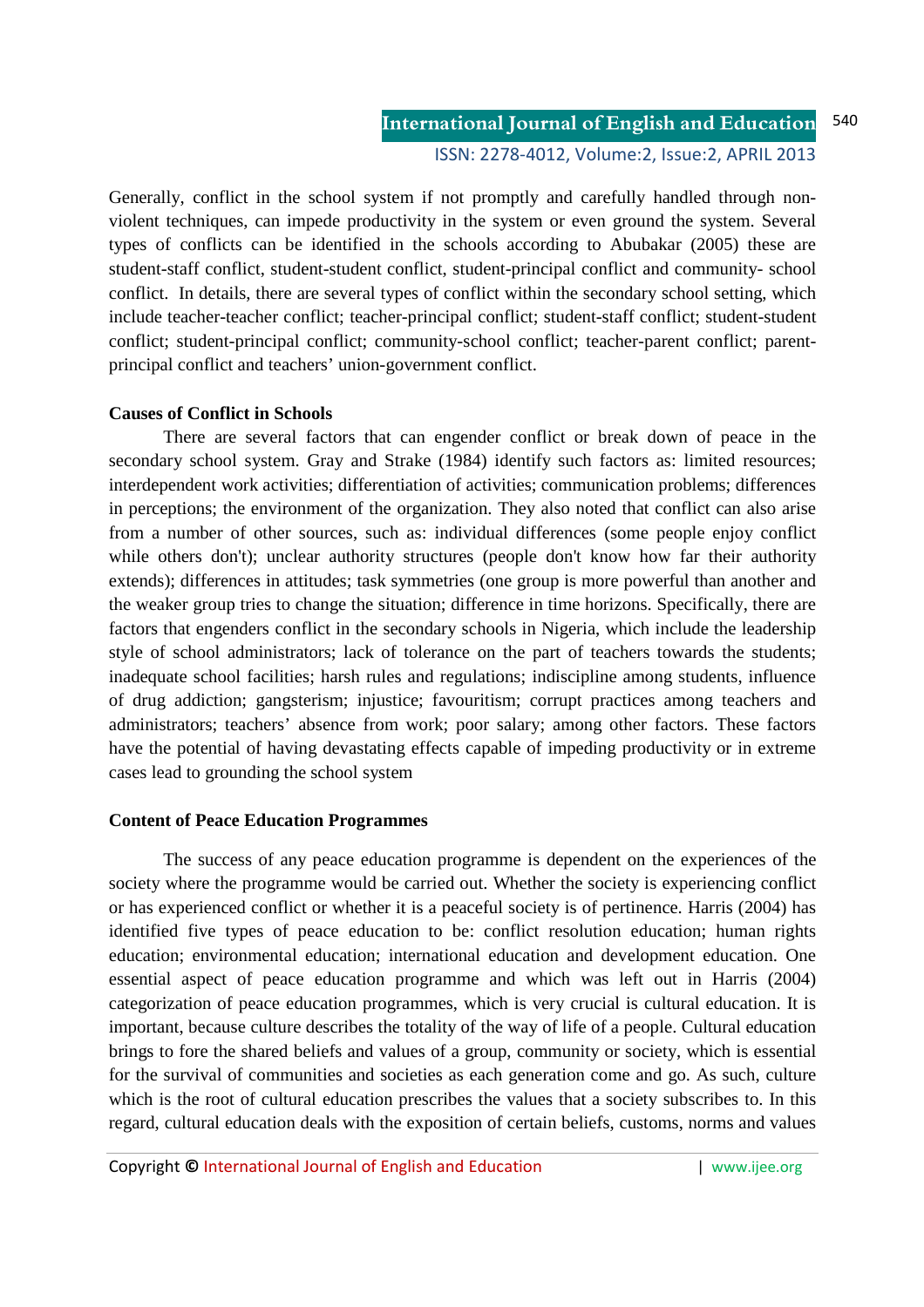Generally, conflict in the school system if not promptly and carefully handled through non-violent techniques, can impede productivity in the system or even ground the system. Several types of conflicts can be identified in the schools according to Abubakar (2005) these are student-staff conflict, student-student conflict, student-principal conflict and community- school conflict. In details, there are several types of conflict within the secondary school setting, which include teacher-teacher conflict; teacher-principal conflict; student-staff conflict; student-student conflict; student-principal conflict; community-school conflict; teacher-parent conflict; parent-principal conflict and teachers' union-government conflict.

**Causes of Conflict in Schools**

There are several factors that can engender conflict or break down of peace in the secondary school system. Gray and Strake (1984) identify such factors as: limited resources; interdependent work activities; differentiation of activities; communication problems; differences in perceptions; the environment of the organization. They also noted that conflict can also arise from a number of other sources, such as: individual differences (some people enjoy conflict while others don't); unclear authority structures (people don't know how far their authority extends); differences in attitudes; task symmetries (one group is more powerful than another and the weaker group tries to change the situation; difference in time horizons. Specifically, there are factors that engenders conflict in the secondary schools in Nigeria, which include the leadership style of school administrators; lack of tolerance on the part of teachers towards the students; inadequate school facilities; harsh rules and regulations; indiscipline among students, influence of drug addiction; gangsterism; injustice; favouritism; corrupt practices among teachers and administrators; teachers' absence from work; poor salary; among other factors. These factors have the potential of having devastating effects capable of impeding productivity or in extreme cases lead to grounding the school system

**Content of Peace Education Programmes**

The success of any peace education programme is dependent on the experiences of the society where the programme would be carried out. Whether the society is experiencing conflict or has experienced conflict or whether it is a peaceful society is of pertinence. Harris (2004) has identified five types of peace education to be: conflict resolution education; human rights education; environmental education; international education and development education. One essential aspect of peace education programme and which was left out in Harris (2004) categorization of peace education programmes, which is very crucial is cultural education. It is important, because culture describes the totality of the way of life of a people. Cultural education brings to fore the shared beliefs and values of a group, community or society, which is essential for the survival of communities and societies as each generation come and go. As such, culture which is the root of cultural education prescribes the values that a society subscribes to. In this regard, cultural education deals with the exposition of certain beliefs, customs, norms and values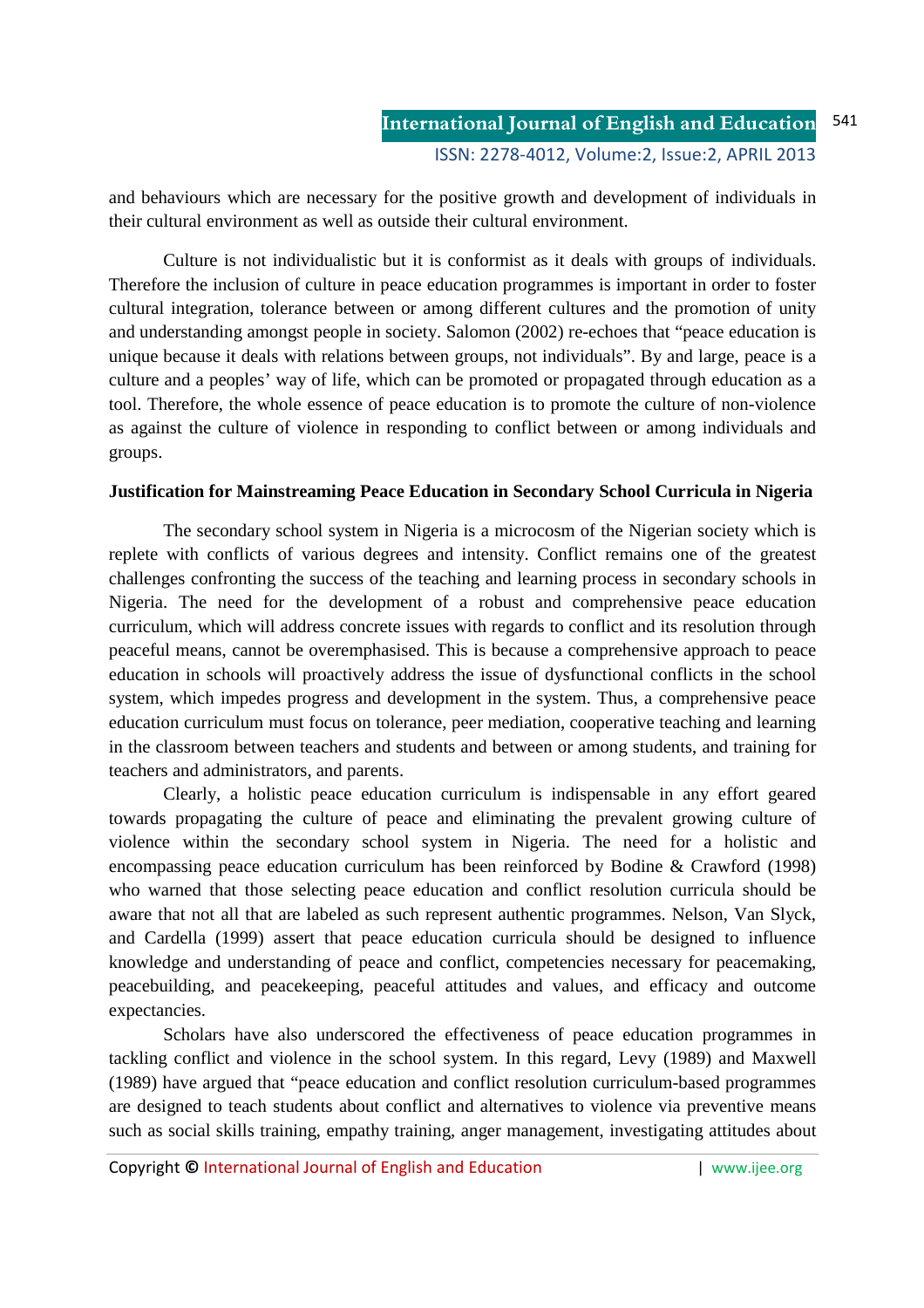and behaviours which are necessary for the positive growth and development of individuals in their cultural environment as well as outside their cultural environment.

Culture is not individualistic but it is conformist as it deals with groups of individuals. Therefore the inclusion of culture in peace education programmes is important in order to foster cultural integration, tolerance between or among different cultures and the promotion of unity and understanding amongst people in society. Salomon (2002) re-echoes that "peace education is unique because it deals with relations between groups, not individuals". By and large, peace is a culture and a peoples' way of life, which can be promoted or propagated through education as a tool. Therefore, the whole essence of peace education is to promote the culture of non-violence as against the culture of violence in responding to conflict between or among individuals and groups.

**Justification for Mainstreaming Peace Education in Secondary School Curricula in Nigeria**

The secondary school system in Nigeria is a microcosm of the Nigerian society which is replete with conflicts of various degrees and intensity. Conflict remains one of the greatest challenges confronting the success of the teaching and learning process in secondary schools in Nigeria. The need for the development of a robust and comprehensive peace education curriculum, which will address concrete issues with regards to conflict and its resolution through peaceful means, cannot be overemphasised. This is because a comprehensive approach to peace education in schools will proactively address the issue of dysfunctional conflicts in the school system, which impedes progress and development in the system. Thus, a comprehensive peace education curriculum must focus on tolerance, peer mediation, cooperative teaching and learning in the classroom between teachers and students and between or among students, and training for teachers and administrators, and parents.

Clearly, a holistic peace education curriculum is indispensable in any effort geared towards propagating the culture of peace and eliminating the prevalent growing culture of violence within the secondary school system in Nigeria. The need for a holistic and encompassing peace education curriculum has been reinforced by Bodine & Crawford (1998) who warned that those selecting peace education and conflict resolution curricula should be aware that not all that are labeled as such represent authentic programmes. Nelson, Van Slyck, and Cardella (1999) assert that peace education curricula should be designed to influence knowledge and understanding of peace and conflict, competencies necessary for peacemaking, peacebuilding, and peacekeeping, peaceful attitudes and values, and efficacy and outcome expectancies.

Scholars have also underscored the effectiveness of peace education programmes in tackling conflict and violence in the school system. In this regard, Levy (1989) and Maxwell (1989) have argued that "peace education and conflict resolution curriculum-based programmes are designed to teach students about conflict and alternatives to violence via preventive means such as social skills training, empathy training, anger management, investigating attitudes about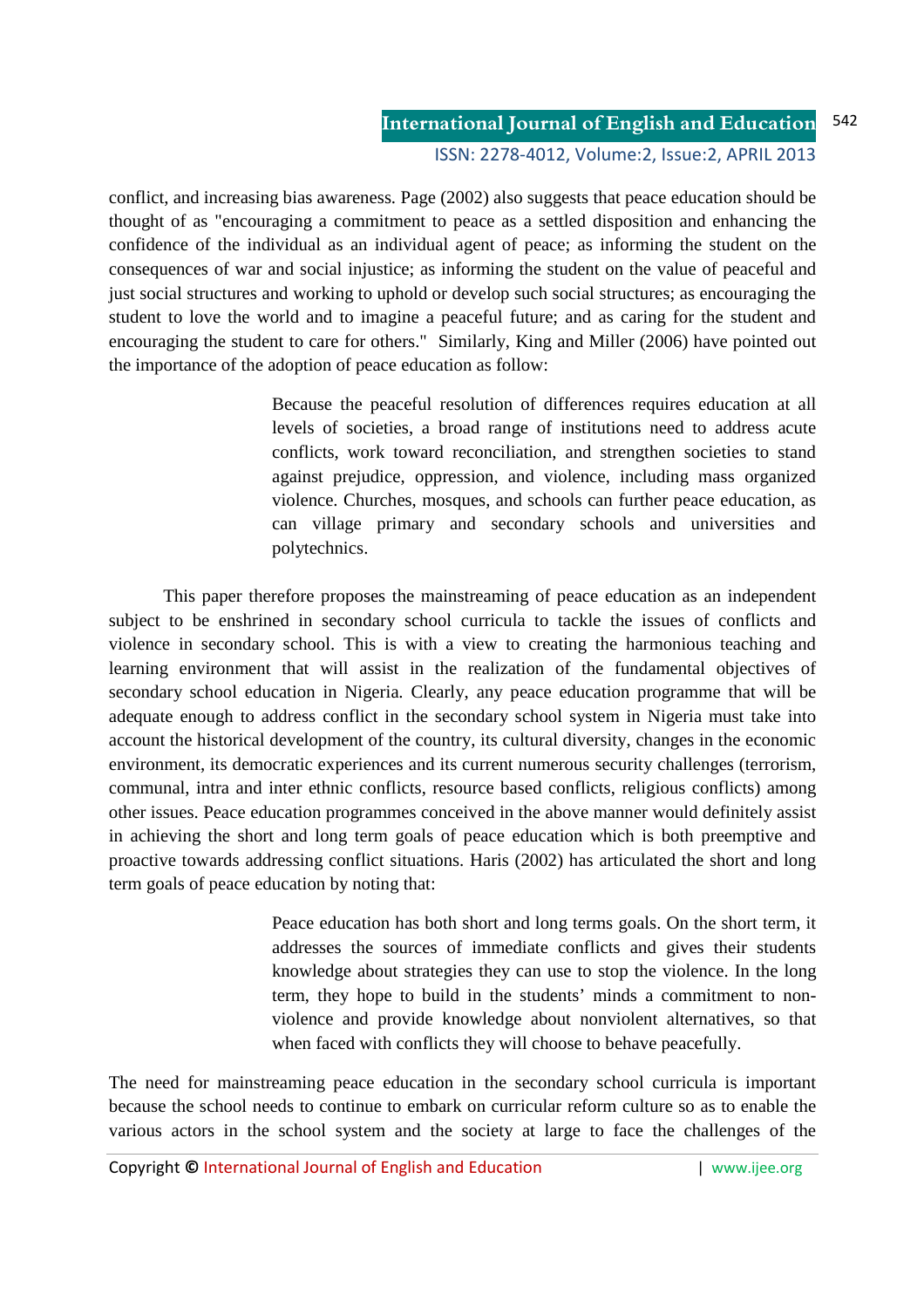conflict, and increasing bias awareness. Page (2002) also suggests that peace education should be thought of as "encouraging a commitment to peace as a settled disposition and enhancing the confidence of the individual as an individual agent of peace; as informing the student on the consequences of war and social injustice; as informing the student on the value of peaceful and just social structures and working to uphold or develop such social structures; as encouraging the student to love the world and to imagine a peaceful future; and as caring for the student and encouraging the student to care for others." Similarly, King and Miller (2006) have pointed out the importance of the adoption of peace education as follow:

> Because the peaceful resolution of differences requires education at all levels of societies, a broad range of institutions need to address acute conflicts, work toward reconciliation, and strengthen societies to stand against prejudice, oppression, and violence, including mass organized violence. Churches, mosques, and schools can further peace education, as can village primary and secondary schools and universities and polytechnics.

This paper therefore proposes the mainstreaming of peace education as an independent subject to be enshrined in secondary school curricula to tackle the issues of conflicts and violence in secondary school. This is with a view to creating the harmonious teaching and learning environment that will assist in the realization of the fundamental objectives of secondary school education in Nigeria. Clearly, any peace education programme that will be adequate enough to address conflict in the secondary school system in Nigeria must take into account the historical development of the country, its cultural diversity, changes in the economic environment, its democratic experiences and its current numerous security challenges (terrorism, communal, intra and inter ethnic conflicts, resource based conflicts, religious conflicts) among other issues. Peace education programmes conceived in the above manner would definitely assist in achieving the short and long term goals of peace education which is both preemptive and proactive towards addressing conflict situations. Haris (2002) has articulated the short and long term goals of peace education by noting that:

> Peace education has both short and long terms goals. On the short term, it addresses the sources of immediate conflicts and gives their students knowledge about strategies they can use to stop the violence. In the long term, they hope to build in the students' minds a commitment to non-violence and provide knowledge about nonviolent alternatives, so that when faced with conflicts they will choose to behave peacefully.

The need for mainstreaming peace education in the secondary school curricula is important because the school needs to continue to embark on curricular reform culture so as to enable the various actors in the school system and the society at large to face the challenges of the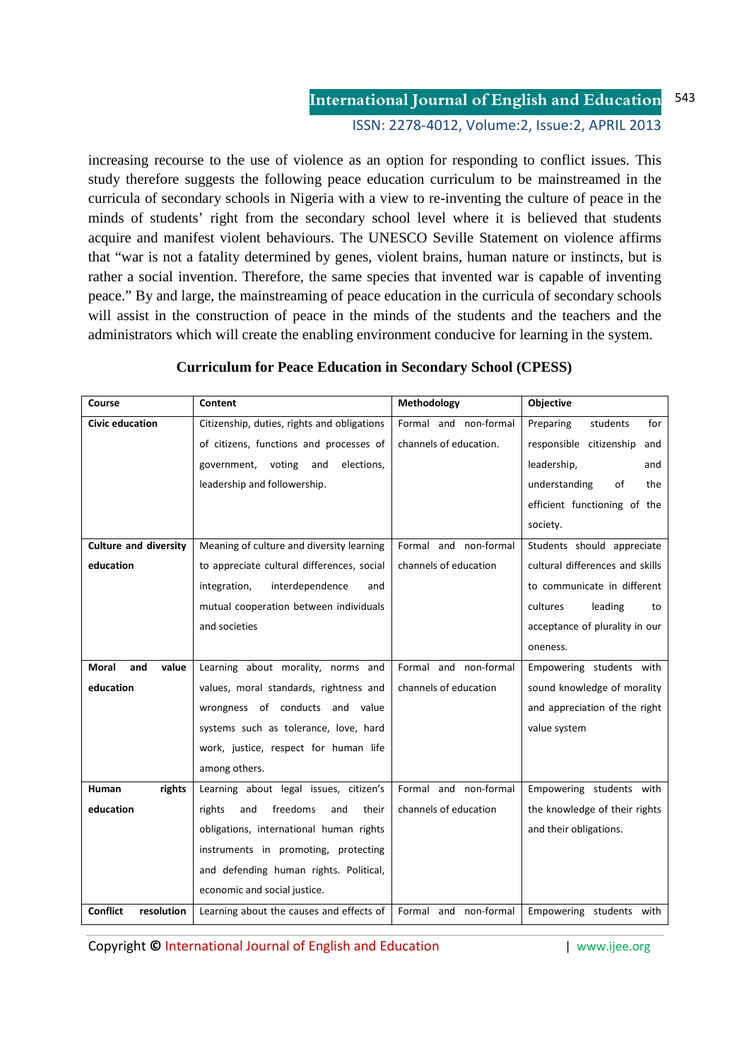increasing recourse to the use of violence as an option for responding to conflict issues. This study therefore suggests the following peace education curriculum to be mainstreamed in the curricula of secondary schools in Nigeria with a view to re-inventing the culture of peace in the minds of students' right from the secondary school level where it is believed that students acquire and manifest violent behaviours. The UNESCO Seville Statement on violence affirms that "war is not a fatality determined by genes, violent brains, human nature or instincts, but is rather a social invention. Therefore, the same species that invented war is capable of inventing peace." By and large, the mainstreaming of peace education in the curricula of secondary schools will assist in the construction of peace in the minds of the students and the teachers and the administrators which will create the enabling environment conducive for learning in the system.

**Curriculum for Peace Education in Secondary School (CPESS)**

| Course | Content | Methodology | Objective |
|---|---|---|---|
| **Civic education** | Citizenship, duties, rights and obligations of citizens, functions and processes of government, voting and elections, leadership and followership. | Formal and non-formal channels of education. | Preparing students for responsible citizenship and leadership, and understanding of the efficient functioning of the society. |
| **Culture and diversity education** | Meaning of culture and diversity learning to appreciate cultural differences, social integration, interdependence and mutual cooperation between individuals and societies | Formal and non-formal channels of education | Students should appreciate cultural differences and skills to communicate in different cultures leading to acceptance of plurality in our oneness. |
| **Moral and value education** | Learning about morality, norms and values, moral standards, rightness and wrongness of conducts and value systems such as tolerance, love, hard work, justice, respect for human life among others. | Formal and non-formal channels of education | Empowering students with sound knowledge of morality and appreciation of the right value system |
| **Human rights education** | Learning about legal issues, citizen's rights and freedoms and their obligations, international human rights instruments in promoting, protecting and defending human rights. Political, economic and social justice. | Formal and non-formal channels of education | Empowering students with the knowledge of their rights and their obligations. |
| **Conflict resolution** | Learning about the causes and effects of | Formal and non-formal | Empowering students with |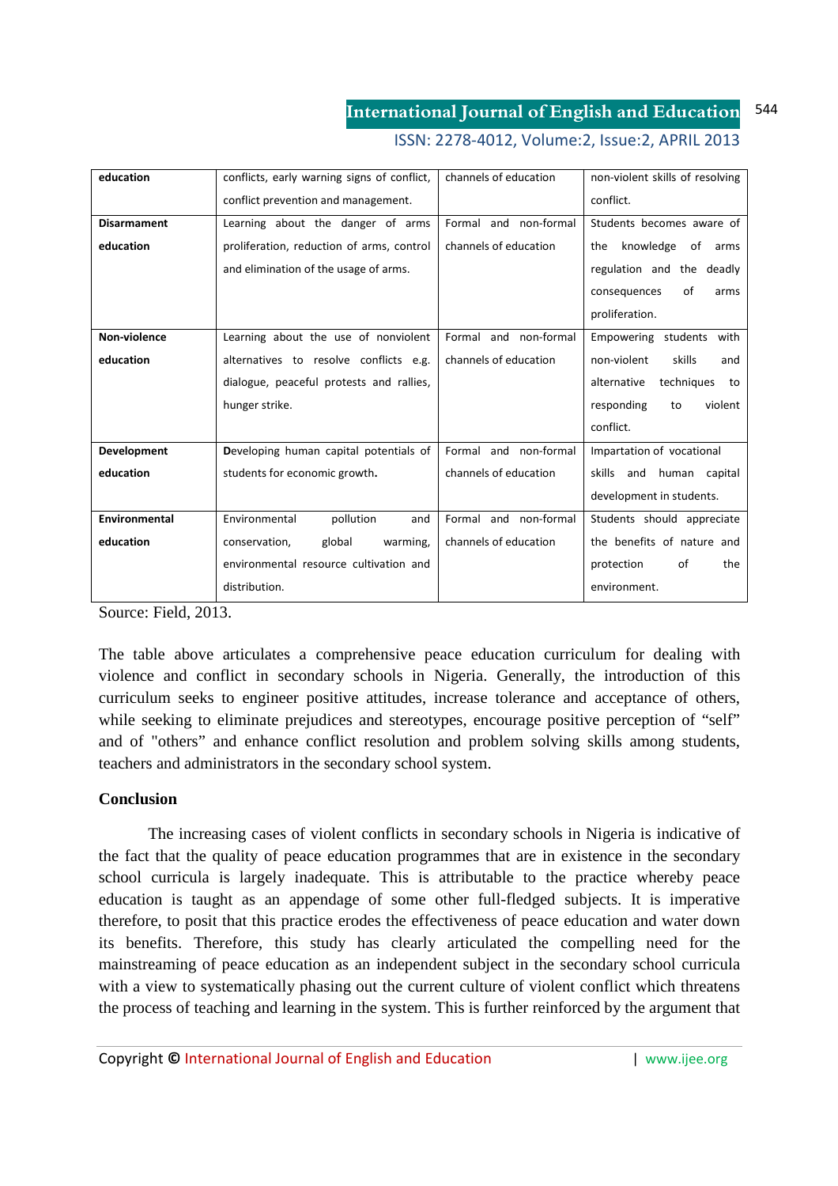| | | | |
|---|---|---|---|
| **education** | conflicts, early warning signs of conflict, conflict prevention and management. | channels of education | non-violent skills of resolving conflict. |
| **Disarmament education** | Learning about the danger of arms proliferation, reduction of arms, control and elimination of the usage of arms. | Formal and non-formal channels of education | Students becomes aware of the knowledge of arms regulation and the deadly consequences of arms proliferation. |
| **Non-violence education** | Learning about the use of nonviolent alternatives to resolve conflicts e.g. dialogue, peaceful protests and rallies, hunger strike. | Formal and non-formal channels of education | Empowering students with non-violent skills and alternative techniques to responding to violent conflict. |
| **Development education** | **D**eveloping human capital potentials of students for economic growth**.** | Formal and non-formal channels of education | Impartation of vocational skills and human capital development in students. |
| **Environmental education** | Environmental pollution and conservation, global warming, environmental resource cultivation and distribution. | Formal and non-formal channels of education | Students should appreciate the benefits of nature and protection of the environment. |

Source: Field, 2013.

The table above articulates a comprehensive peace education curriculum for dealing with violence and conflict in secondary schools in Nigeria. Generally, the introduction of this curriculum seeks to engineer positive attitudes, increase tolerance and acceptance of others, while seeking to eliminate prejudices and stereotypes, encourage positive perception of "self" and of "others" and enhance conflict resolution and problem solving skills among students, teachers and administrators in the secondary school system.

## Conclusion

The increasing cases of violent conflicts in secondary schools in Nigeria is indicative of the fact that the quality of peace education programmes that are in existence in the secondary school curricula is largely inadequate. This is attributable to the practice whereby peace education is taught as an appendage of some other full-fledged subjects. It is imperative therefore, to posit that this practice erodes the effectiveness of peace education and water down its benefits. Therefore, this study has clearly articulated the compelling need for the mainstreaming of peace education as an independent subject in the secondary school curricula with a view to systematically phasing out the current culture of violent conflict which threatens the process of teaching and learning in the system. This is further reinforced by the argument that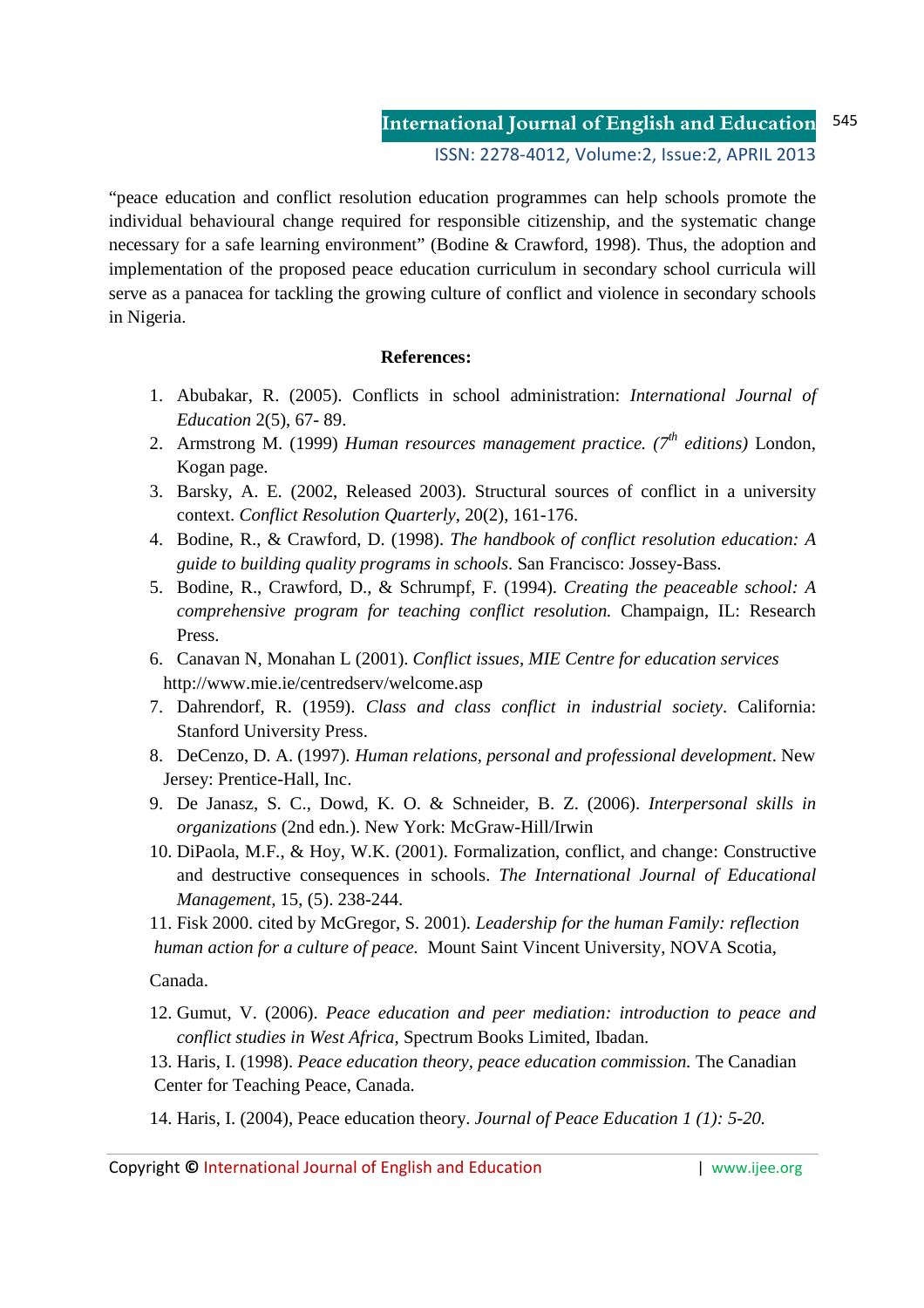"peace education and conflict resolution education programmes can help schools promote the individual behavioural change required for responsible citizenship, and the systematic change necessary for a safe learning environment" (Bodine & Crawford, 1998). Thus, the adoption and implementation of the proposed peace education curriculum in secondary school curricula will serve as a panacea for tackling the growing culture of conflict and violence in secondary schools in Nigeria.

**References:**

1. Abubakar, R. (2005). Conflicts in school administration: *International Journal of Education* 2(5), 67- 89.
2. Armstrong M. (1999) *Human resources management practice. (7th editions)* London, Kogan page.
3. Barsky, A. E. (2002, Released 2003). Structural sources of conflict in a university context. *Conflict Resolution Quarterly*, 20(2), 161-176.
4. Bodine, R., & Crawford, D. (1998). *The handbook of conflict resolution education: A guide to building quality programs in schools*. San Francisco: Jossey-Bass.
5. Bodine, R., Crawford, D., & Schrumpf, F. (1994). *Creating the peaceable school: A comprehensive program for teaching conflict resolution.* Champaign, IL: Research Press.
6. Canavan N, Monahan L (2001). *Conflict issues, MIE Centre for education services* http://www.mie.ie/centredserv/welcome.asp
7. Dahrendorf, R. (1959). *Class and class conflict in industrial society*. California: Stanford University Press.
8. DeCenzo, D. A. (1997). *Human relations, personal and professional development*. New Jersey: Prentice-Hall, Inc.
9. De Janasz, S. C., Dowd, K. O. & Schneider, B. Z. (2006). *Interpersonal skills in organizations* (2nd edn.). New York: McGraw-Hill/Irwin
10. DiPaola, M.F., & Hoy, W.K. (2001). Formalization, conflict, and change: Constructive and destructive consequences in schools. *The International Journal of Educational Management*, 15, (5). 238-244.
11. Fisk 2000. cited by McGregor, S. 2001). *Leadership for the human Family: reflection human action for a culture of peace.* Mount Saint Vincent University, NOVA Scotia, Canada.
12. Gumut, V. (2006). *Peace education and peer mediation: introduction to peace and conflict studies in West Africa*, Spectrum Books Limited, Ibadan.
13. Haris, I. (1998). *Peace education theory, peace education commission.* The Canadian Center for Teaching Peace, Canada.
14. Haris, I. (2004), Peace education theory. *Journal of Peace Education 1 (1): 5-20.*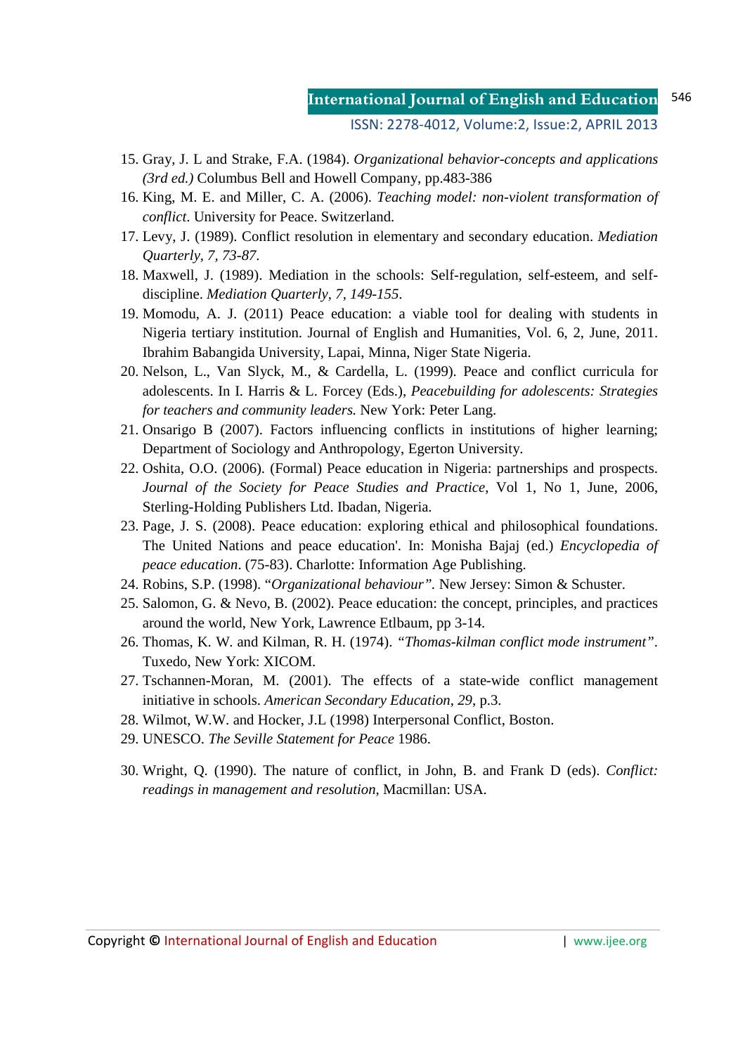15. Gray, J. L and Strake, F.A. (1984). *Organizational behavior-concepts and applications (3rd ed.)* Columbus Bell and Howell Company, pp.483-386
16. King, M. E. and Miller, C. A. (2006). *Teaching model: non-violent transformation of conflict*. University for Peace. Switzerland.
17. Levy, J. (1989). Conflict resolution in elementary and secondary education. *Mediation Quarterly, 7, 73-87*.
18. Maxwell, J. (1989). Mediation in the schools: Self-regulation, self-esteem, and self-discipline. *Mediation Quarterly, 7, 149-155*.
19. Momodu, A. J. (2011) Peace education: a viable tool for dealing with students in Nigeria tertiary institution. Journal of English and Humanities, Vol. 6, 2, June, 2011. Ibrahim Babangida University, Lapai, Minna, Niger State Nigeria.
20. Nelson, L., Van Slyck, M., & Cardella, L. (1999). Peace and conflict curricula for adolescents. In I. Harris & L. Forcey (Eds.), *Peacebuilding for adolescents: Strategies for teachers and community leaders.* New York: Peter Lang.
21. Onsarigo B (2007). Factors influencing conflicts in institutions of higher learning; Department of Sociology and Anthropology, Egerton University.
22. Oshita, O.O. (2006). (Formal) Peace education in Nigeria: partnerships and prospects. *Journal of the Society for Peace Studies and Practice*, Vol 1, No 1, June, 2006, Sterling-Holding Publishers Ltd. Ibadan, Nigeria.
23. Page, J. S. (2008). Peace education: exploring ethical and philosophical foundations. The United Nations and peace education'. In: Monisha Bajaj (ed.) *Encyclopedia of peace education*. (75-83). Charlotte: Information Age Publishing.
24. Robins, S.P. (1998). "*Organizational behaviour".* New Jersey: Simon & Schuster.
25. Salomon, G. & Nevo, B. (2002). Peace education: the concept, principles, and practices around the world, New York, Lawrence Etlbaum, pp 3-14.
26. Thomas, K. W. and Kilman, R. H. (1974). *"Thomas-kilman conflict mode instrument"*. Tuxedo, New York: XICOM.
27. Tschannen-Moran, M. (2001). The effects of a state-wide conflict management initiative in schools. *American Secondary Education*, *29*, p.3.
28. Wilmot, W.W. and Hocker, J.L (1998) Interpersonal Conflict, Boston.
29. UNESCO. *The Seville Statement for Peace* 1986.
30. Wright, Q. (1990). The nature of conflict, in John, B. and Frank D (eds). *Conflict: readings in management and resolution*, Macmillan: USA.